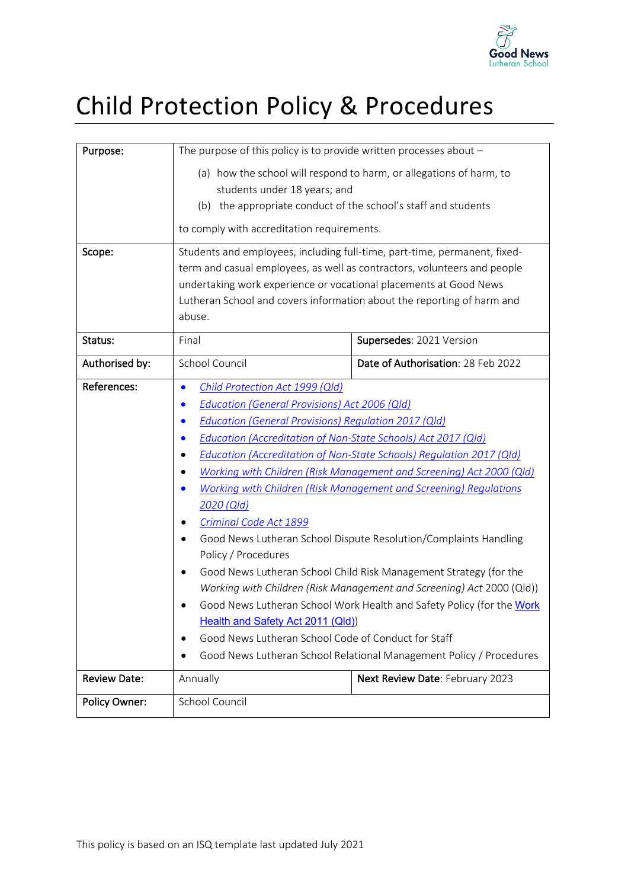# Child Protection Policy & Procedures

| Purpose: | The purpose of this policy is to provide written processes about –<br>(a) how the school will respond to harm, or allegations of harm, to students under 18 years; and<br>(b) the appropriate conduct of the school's staff and students<br>to comply with accreditation requirements. | |
|---|---|---|
| Scope: | Students and employees, including full-time, part-time, permanent, fixed-term and casual employees, as well as contractors, volunteers and people undertaking work experience or vocational placements at Good News Lutheran School and covers information about the reporting of harm and abuse. | |
| Status: | Final | **Supersedes**: 2021 Version |
| Authorised by: | School Council | **Date of Authorisation**: 28 Feb 2022 |
| References: | • *Child Protection Act 1999 (Qld)*<br>• *Education (General Provisions) Act 2006 (Qld)*<br>• *Education (General Provisions) Regulation 2017 (Qld)*<br>• *Education (Accreditation of Non-State Schools) Act 2017 (Qld)*<br>• *Education (Accreditation of Non-State Schools) Regulation 2017 (Qld)*<br>• *Working with Children (Risk Management and Screening) Act 2000 (Qld)*<br>• *Working with Children (Risk Management and Screening) Regulations 2020 (Qld)*<br>• *Criminal Code Act 1899*<br>• Good News Lutheran School Dispute Resolution/Complaints Handling Policy / Procedures<br>• Good News Lutheran School Child Risk Management Strategy (for the *Working with Children (Risk Management and Screening) Act* 2000 (Qld))<br>• Good News Lutheran School Work Health and Safety Policy (for the Work Health and Safety Act 2011 (Qld))<br>• Good News Lutheran School Code of Conduct for Staff<br>• Good News Lutheran School Relational Management Policy / Procedures | |
| Review Date: | Annually | **Next Review Date**: February 2023 |
| Policy Owner: | School Council | |

This policy is based on an ISQ template last updated July 2021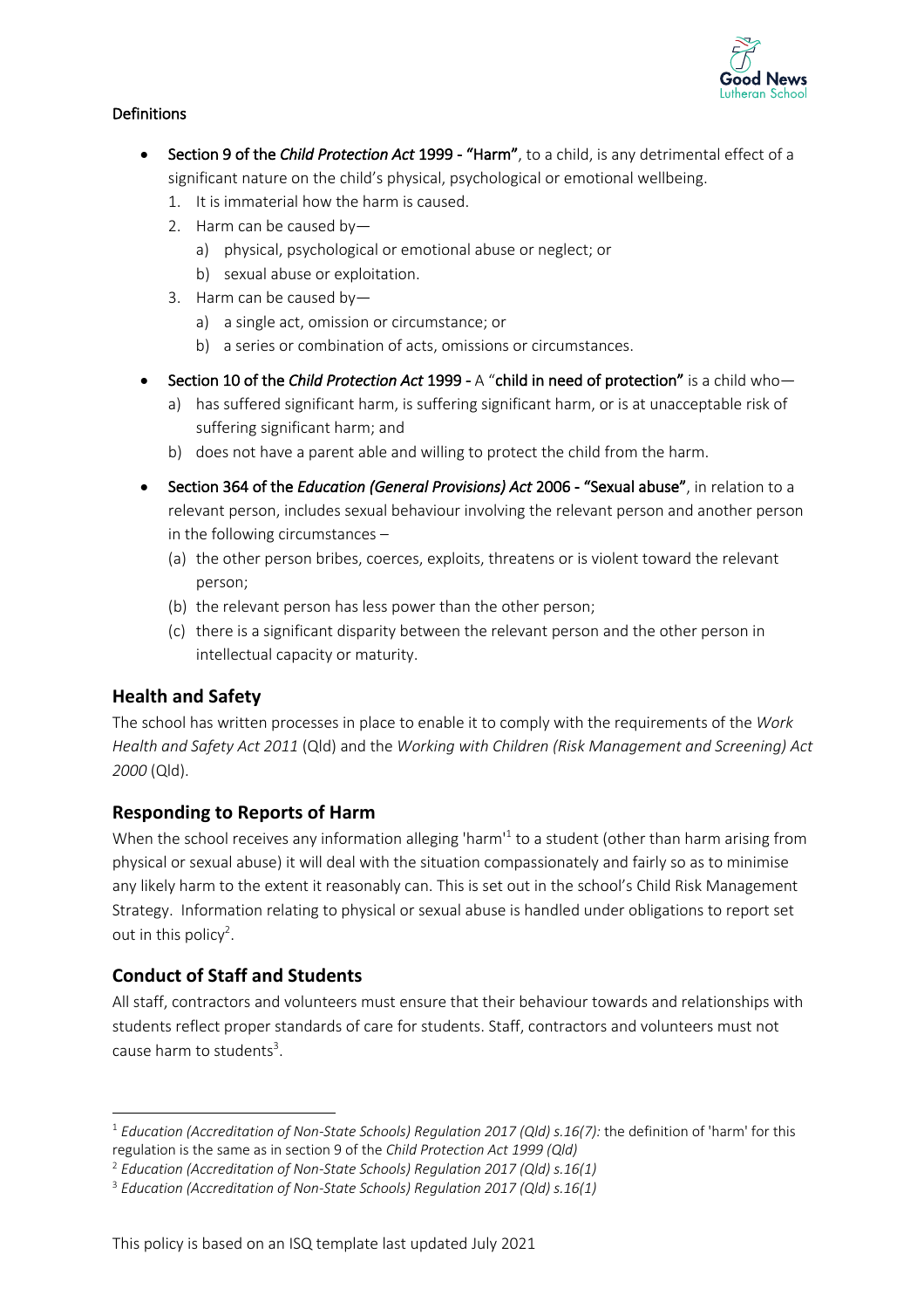Definitions

- **Section 9 of the *Child Protection Act* 1999 - "Harm"**, to a child, is any detrimental effect of a significant nature on the child's physical, psychological or emotional wellbeing.
    1. It is immaterial how the harm is caused.
    2. Harm can be caused by—
        a) physical, psychological or emotional abuse or neglect; or
        b) sexual abuse or exploitation.
    3. Harm can be caused by—
        a) a single act, omission or circumstance; or
        b) a series or combination of acts, omissions or circumstances.
- **Section 10 of the *Child Protection Act* 1999 -** A "**child in need of protection**" is a child who—
    a) has suffered significant harm, is suffering significant harm, or is at unacceptable risk of suffering significant harm; and
    b) does not have a parent able and willing to protect the child from the harm.
- **Section 364 of the *Education (General Provisions) Act* 2006 - "Sexual abuse"**, in relation to a relevant person, includes sexual behaviour involving the relevant person and another person in the following circumstances –
    (a) the other person bribes, coerces, exploits, threatens or is violent toward the relevant person;
    (b) the relevant person has less power than the other person;
    (c) there is a significant disparity between the relevant person and the other person in intellectual capacity or maturity.

## Health and Safety

The school has written processes in place to enable it to comply with the requirements of the *Work Health and Safety Act 2011* (Qld) and the *Working with Children (Risk Management and Screening) Act 2000* (Qld).

## Responding to Reports of Harm

When the school receives any information alleging 'harm'[1] to a student (other than harm arising from physical or sexual abuse) it will deal with the situation compassionately and fairly so as to minimise any likely harm to the extent it reasonably can. This is set out in the school's Child Risk Management Strategy. Information relating to physical or sexual abuse is handled under obligations to report set out in this policy[2].

## Conduct of Staff and Students

All staff, contractors and volunteers must ensure that their behaviour towards and relationships with students reflect proper standards of care for students. Staff, contractors and volunteers must not cause harm to students[3].

---

[1] *Education (Accreditation of Non-State Schools) Regulation 2017 (Qld) s.16(7):* the definition of 'harm' for this regulation is the same as in section 9 of the *Child Protection Act 1999 (Qld)*

[2] *Education (Accreditation of Non-State Schools) Regulation 2017 (Qld) s.16(1)*

[3] *Education (Accreditation of Non-State Schools) Regulation 2017 (Qld) s.16(1)*

This policy is based on an ISQ template last updated July 2021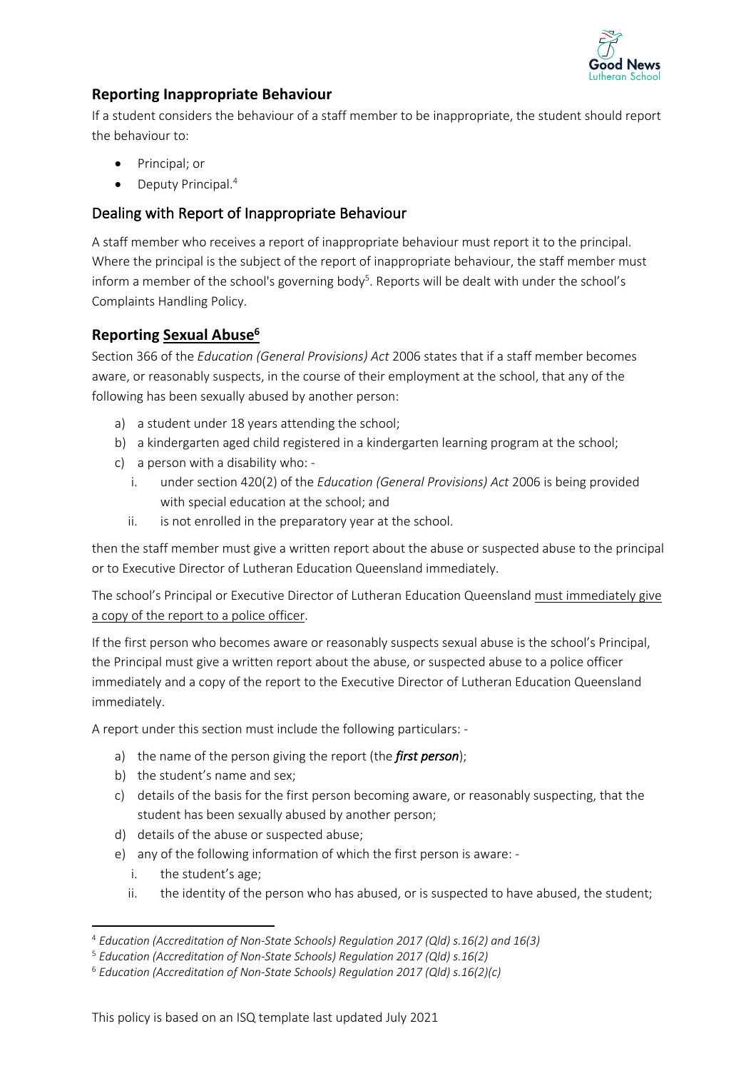## Reporting Inappropriate Behaviour

If a student considers the behaviour of a staff member to be inappropriate, the student should report the behaviour to:

- Principal; or
- Deputy Principal.[4]

## Dealing with Report of Inappropriate Behaviour

A staff member who receives a report of inappropriate behaviour must report it to the principal. Where the principal is the subject of the report of inappropriate behaviour, the staff member must inform a member of the school's governing body[5]. Reports will be dealt with under the school's Complaints Handling Policy.

## Reporting Sexual Abuse[6]

Section 366 of the *Education (General Provisions) Act* 2006 states that if a staff member becomes aware, or reasonably suspects, in the course of their employment at the school, that any of the following has been sexually abused by another person:

a) a student under 18 years attending the school;
b) a kindergarten aged child registered in a kindergarten learning program at the school;
c) a person with a disability who: -
   i. under section 420(2) of the *Education (General Provisions) Act* 2006 is being provided with special education at the school; and
   ii. is not enrolled in the preparatory year at the school.

then the staff member must give a written report about the abuse or suspected abuse to the principal or to Executive Director of Lutheran Education Queensland immediately.

The school's Principal or Executive Director of Lutheran Education Queensland must immediately give a copy of the report to a police officer.

If the first person who becomes aware or reasonably suspects sexual abuse is the school's Principal, the Principal must give a written report about the abuse, or suspected abuse to a police officer immediately and a copy of the report to the Executive Director of Lutheran Education Queensland immediately.

A report under this section must include the following particulars: -

a) the name of the person giving the report (the ***first person***);
b) the student's name and sex;
c) details of the basis for the first person becoming aware, or reasonably suspecting, that the student has been sexually abused by another person;
d) details of the abuse or suspected abuse;
e) any of the following information of which the first person is aware: -
   i. the student's age;
   ii. the identity of the person who has abused, or is suspected to have abused, the student;

---

[4] *Education (Accreditation of Non-State Schools) Regulation 2017 (Qld) s.16(2) and 16(3)*
[5] *Education (Accreditation of Non-State Schools) Regulation 2017 (Qld) s.16(2)*
[6] *Education (Accreditation of Non-State Schools) Regulation 2017 (Qld) s.16(2)(c)*

This policy is based on an ISQ template last updated July 2021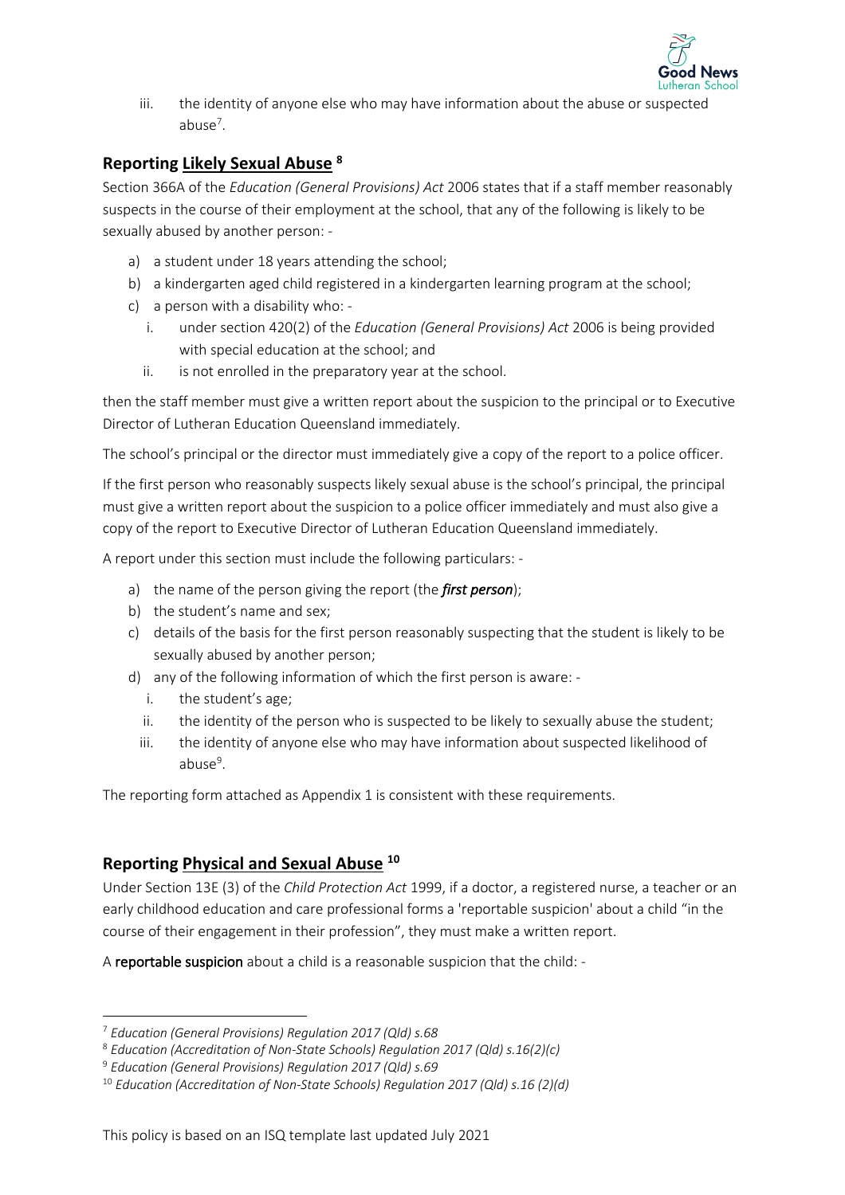iii. the identity of anyone else who may have information about the abuse or suspected abuse[7].

## Reporting Likely Sexual Abuse [8]

Section 366A of the *Education (General Provisions) Act* 2006 states that if a staff member reasonably suspects in the course of their employment at the school, that any of the following is likely to be sexually abused by another person: -

a) a student under 18 years attending the school;
b) a kindergarten aged child registered in a kindergarten learning program at the school;
c) a person with a disability who: -
   i. under section 420(2) of the *Education (General Provisions) Act* 2006 is being provided with special education at the school; and
   ii. is not enrolled in the preparatory year at the school.

then the staff member must give a written report about the suspicion to the principal or to Executive Director of Lutheran Education Queensland immediately.

The school's principal or the director must immediately give a copy of the report to a police officer.

If the first person who reasonably suspects likely sexual abuse is the school's principal, the principal must give a written report about the suspicion to a police officer immediately and must also give a copy of the report to Executive Director of Lutheran Education Queensland immediately.

A report under this section must include the following particulars: -

a) the name of the person giving the report (the ***first person***);
b) the student's name and sex;
c) details of the basis for the first person reasonably suspecting that the student is likely to be sexually abused by another person;
d) any of the following information of which the first person is aware: -
   i. the student's age;
   ii. the identity of the person who is suspected to be likely to sexually abuse the student;
   iii. the identity of anyone else who may have information about suspected likelihood of abuse[9].

The reporting form attached as Appendix 1 is consistent with these requirements.

## Reporting Physical and Sexual Abuse [10]

Under Section 13E (3) of the *Child Protection Act* 1999, if a doctor, a registered nurse, a teacher or an early childhood education and care professional forms a 'reportable suspicion' about a child "in the course of their engagement in their profession", they must make a written report.

A **reportable suspicion** about a child is a reasonable suspicion that the child: -

---

[7] *Education (General Provisions) Regulation 2017 (Qld) s.68*

[8] *Education (Accreditation of Non-State Schools) Regulation 2017 (Qld) s.16(2)(c)*

[9] *Education (General Provisions) Regulation 2017 (Qld) s.69*

[10] *Education (Accreditation of Non-State Schools) Regulation 2017 (Qld) s.16 (2)(d)*

This policy is based on an ISQ template last updated July 2021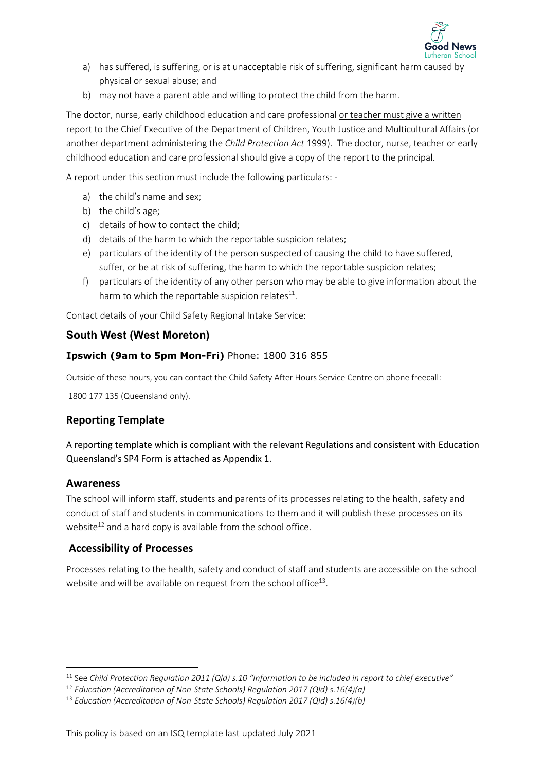a) has suffered, is suffering, or is at unacceptable risk of suffering, significant harm caused by physical or sexual abuse; and
b) may not have a parent able and willing to protect the child from the harm.

The doctor, nurse, early childhood education and care professional or teacher must give a written report to the Chief Executive of the Department of Children, Youth Justice and Multicultural Affairs (or another department administering the *Child Protection Act* 1999). The doctor, nurse, teacher or early childhood education and care professional should give a copy of the report to the principal.

A report under this section must include the following particulars: -

a) the child's name and sex;
b) the child's age;
c) details of how to contact the child;
d) details of the harm to which the reportable suspicion relates;
e) particulars of the identity of the person suspected of causing the child to have suffered, suffer, or be at risk of suffering, the harm to which the reportable suspicion relates;
f) particulars of the identity of any other person who may be able to give information about the harm to which the reportable suspicion relates[11].

Contact details of your Child Safety Regional Intake Service:

### South West (West Moreton)

**Ipswich (9am to 5pm Mon-Fri)** Phone: 1800 316 855

Outside of these hours, you can contact the Child Safety After Hours Service Centre on phone freecall:

1800 177 135 (Queensland only).

## Reporting Template

A reporting template which is compliant with the relevant Regulations and consistent with Education Queensland's SP4 Form is attached as Appendix 1.

## Awareness

The school will inform staff, students and parents of its processes relating to the health, safety and conduct of staff and students in communications to them and it will publish these processes on its website[12] and a hard copy is available from the school office.

## Accessibility of Processes

Processes relating to the health, safety and conduct of staff and students are accessible on the school website and will be available on request from the school office[13].

---

[11] See *Child Protection Regulation 2011 (Qld) s.10 "Information to be included in report to chief executive"*

[12] *Education (Accreditation of Non-State Schools) Regulation 2017 (Qld) s.16(4)(a)*

[13] *Education (Accreditation of Non-State Schools) Regulation 2017 (Qld) s.16(4)(b)*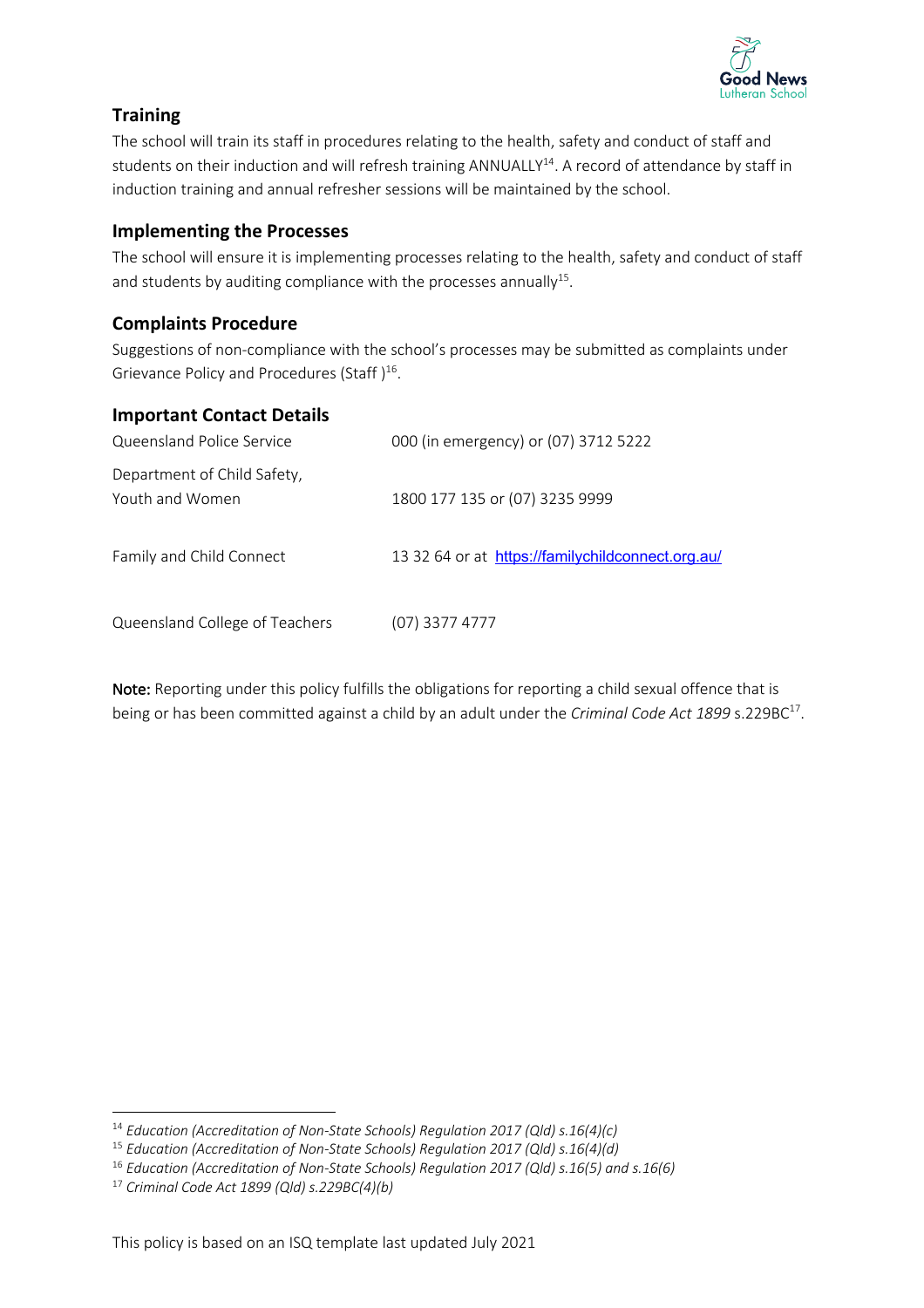## Training

The school will train its staff in procedures relating to the health, safety and conduct of staff and students on their induction and will refresh training ANNUALLY[14]. A record of attendance by staff in induction training and annual refresher sessions will be maintained by the school.

## Implementing the Processes

The school will ensure it is implementing processes relating to the health, safety and conduct of staff and students by auditing compliance with the processes annually[15].

## Complaints Procedure

Suggestions of non-compliance with the school's processes may be submitted as complaints under Grievance Policy and Procedures (Staff )[16].

## Important Contact Details

| | |
|---|---|
| Queensland Police Service | 000 (in emergency) or (07) 3712 5222 |
| Department of Child Safety, Youth and Women | 1800 177 135 or (07) 3235 9999 |
| Family and Child Connect | 13 32 64 or at https://familychildconnect.org.au/ |
| Queensland College of Teachers | (07) 3377 4777 |

**Note:** Reporting under this policy fulfills the obligations for reporting a child sexual offence that is being or has been committed against a child by an adult under the *Criminal Code Act 1899* s.229BC[17].

---

[14] *Education (Accreditation of Non-State Schools) Regulation 2017 (Qld) s.16(4)(c)*

[15] *Education (Accreditation of Non-State Schools) Regulation 2017 (Qld) s.16(4)(d)*

[16] *Education (Accreditation of Non-State Schools) Regulation 2017 (Qld) s.16(5) and s.16(6)*

[17] *Criminal Code Act 1899 (Qld) s.229BC(4)(b)*

This policy is based on an ISQ template last updated July 2021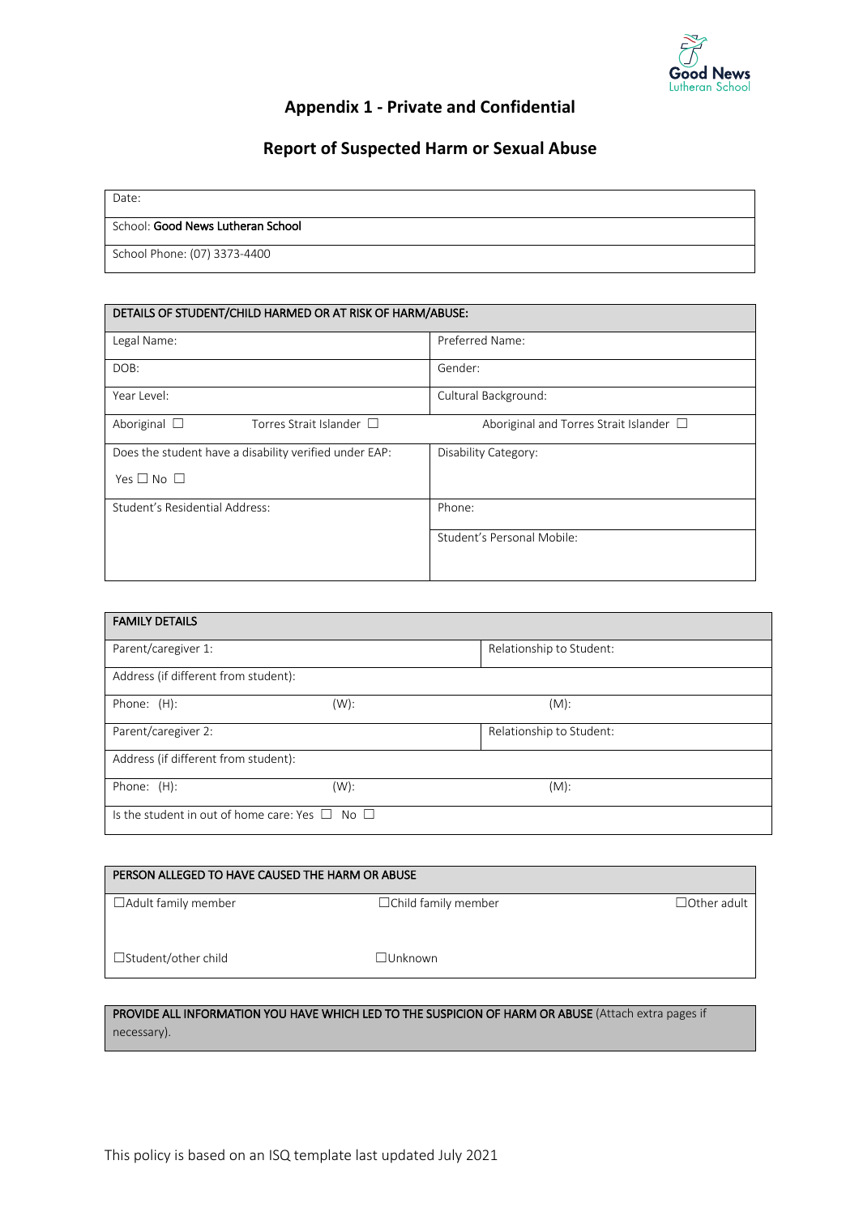## Appendix 1 - Private and Confidential

## Report of Suspected Harm or Sexual Abuse

| Date: |
|---|
| School: **Good News Lutheran School** |
| School Phone: (07) 3373-4400 |

| DETAILS OF STUDENT/CHILD HARMED OR AT RISK OF HARM/ABUSE: | |
|---|---|
| Legal Name: | Preferred Name: |
| DOB: | Gender: |
| Year Level: | Cultural Background: |
| Aboriginal ☐ Torres Strait Islander ☐ | Aboriginal and Torres Strait Islander ☐ |
| Does the student have a disability verified under EAP: Yes ☐ No ☐ | Disability Category: |
| Student's Residential Address: | Phone: |
| | Student's Personal Mobile: |

| FAMILY DETAILS | | |
|---|---|---|
| Parent/caregiver 1: | | Relationship to Student: |
| Address (if different from student): | | |
| Phone: (H): | (W): | (M): |
| Parent/caregiver 2: | | Relationship to Student: |
| Address (if different from student): | | |
| Phone: (H): | (W): | (M): |
| Is the student in out of home care: Yes ☐ No ☐ | | |

| PERSON ALLEGED TO HAVE CAUSED THE HARM OR ABUSE | | |
|---|---|---|
| ☐Adult family member | ☐Child family member | ☐Other adult |
| ☐Student/other child | ☐Unknown | |

| **PROVIDE ALL INFORMATION YOU HAVE WHICH LED TO THE SUSPICION OF HARM OR ABUSE** (Attach extra pages if necessary). |
|---|

This policy is based on an ISQ template last updated July 2021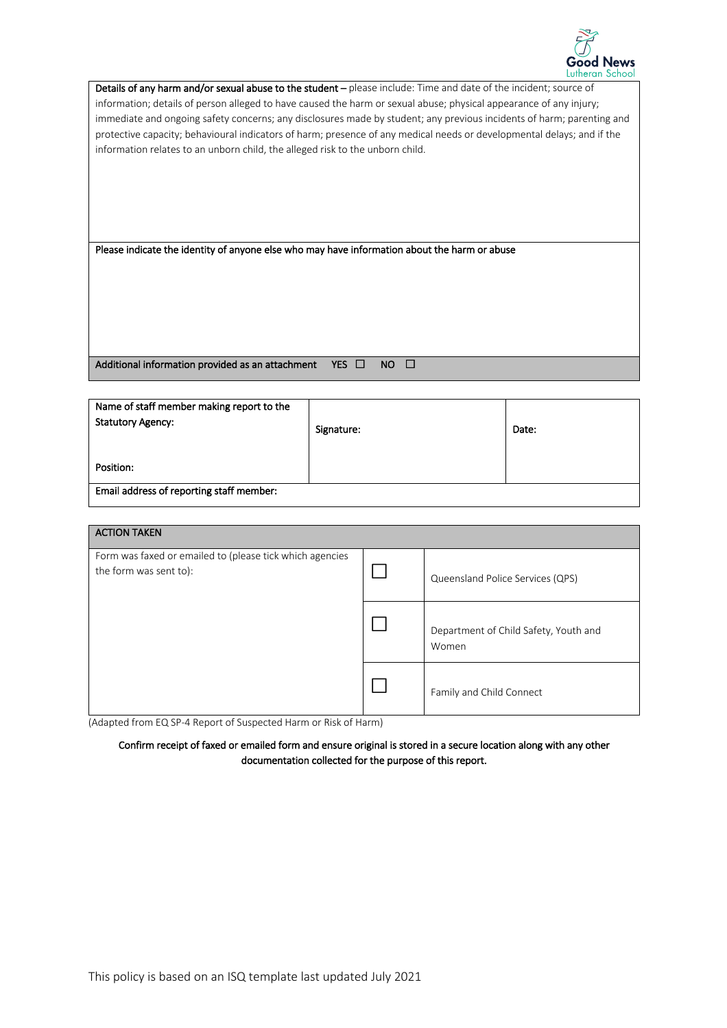| |
|---|
| **Details of any harm and/or sexual abuse to the student** – please include: Time and date of the incident; source of information; details of person alleged to have caused the harm or sexual abuse; physical appearance of any injury; immediate and ongoing safety concerns; any disclosures made by student; any previous incidents of harm; parenting and protective capacity; behavioural indicators of harm; presence of any medical needs or developmental delays; and if the information relates to an unborn child, the alleged risk to the unborn child. |
| **Please indicate the identity of anyone else who may have information about the harm or abuse** |
| **Additional information provided as an attachment** YES ☐ NO ☐ |

| | | |
|---|---|---|
| **Name of staff member making report to the Statutory Agency:**<br><br>**Position:** | **Signature:** | **Date:** |
| **Email address of reporting staff member:** | | |

| | | |
|---|---|---|
| **ACTION TAKEN** | | |
| Form was faxed or emailed to (please tick which agencies the form was sent to): | ☐ | Queensland Police Services (QPS) |
| | ☐ | Department of Child Safety, Youth and Women |
| | ☐ | Family and Child Connect |

(Adapted from EQ SP-4 Report of Suspected Harm or Risk of Harm)

**Confirm receipt of faxed or emailed form and ensure original is stored in a secure location along with any other documentation collected for the purpose of this report.**